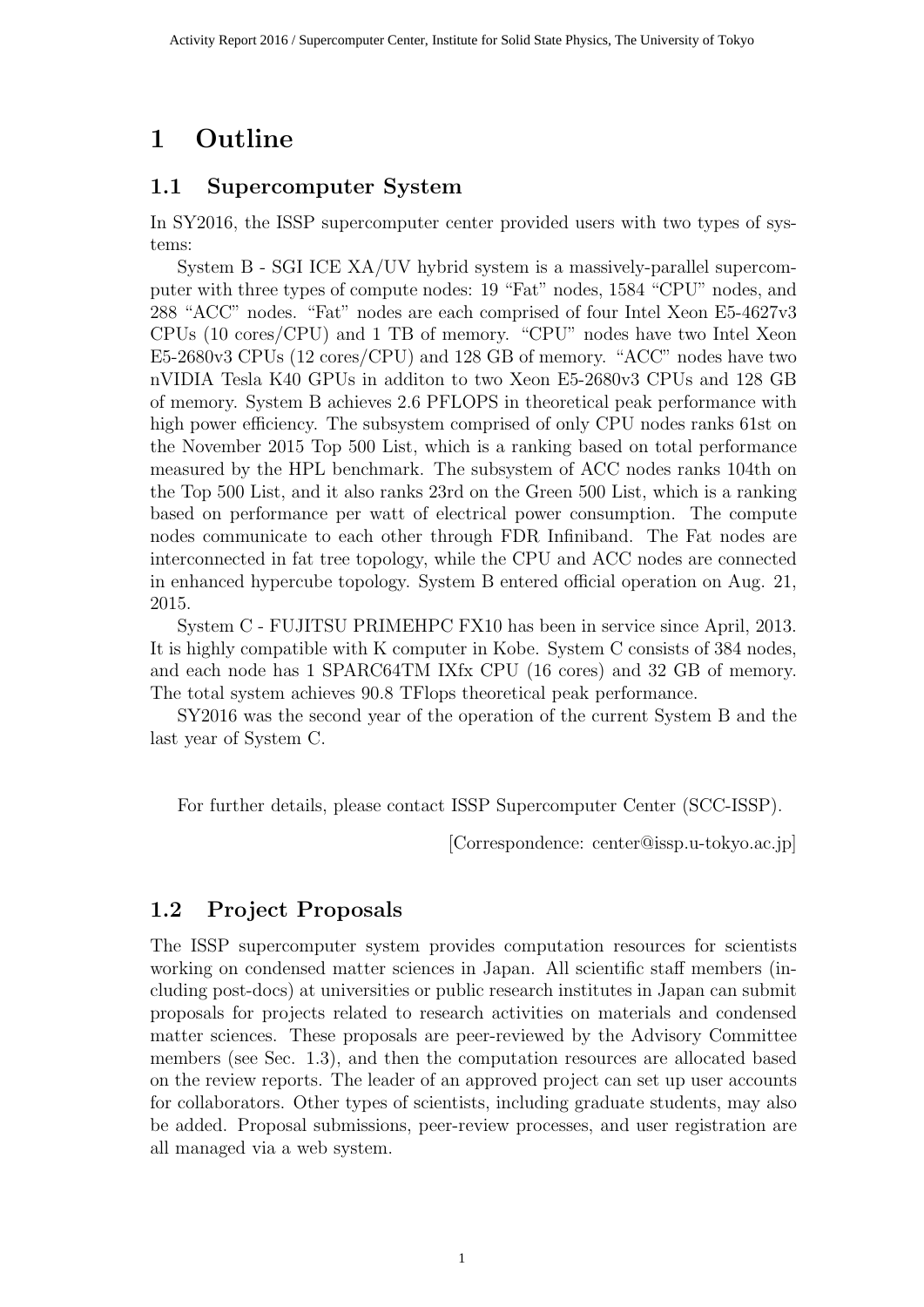# 1 Outline

## 1.1 Supercomputer System

In SY2016, the ISSP supercomputer center provided users with two types of systems:

System B - SGI ICE XA/UV hybrid system is a massively-parallel supercomputer with three types of compute nodes: 19 "Fat" nodes, 1584 "CPU" nodes, and 288 "ACC" nodes. "Fat" nodes are each comprised of four Intel Xeon E5-4627v3 CPUs (10 cores/CPU) and 1 TB of memory. "CPU" nodes have two Intel Xeon E5-2680v3 CPUs (12 cores/CPU) and 128 GB of memory. "ACC" nodes have two nVIDIA Tesla K40 GPUs in additon to two Xeon E5-2680v3 CPUs and 128 GB of memory. System B achieves 2.6 PFLOPS in theoretical peak performance with high power efficiency. The subsystem comprised of only CPU nodes ranks 61st on the November 2015 Top 500 List, which is a ranking based on total performance measured by the HPL benchmark. The subsystem of ACC nodes ranks 104th on the Top 500 List, and it also ranks 23rd on the Green 500 List, which is a ranking based on performance per watt of electrical power consumption. The compute nodes communicate to each other through FDR Infiniband. The Fat nodes are interconnected in fat tree topology, while the CPU and ACC nodes are connected in enhanced hypercube topology. System B entered official operation on Aug. 21, 2015.

System C - FUJITSU PRIMEHPC FX10 has been in service since April, 2013. It is highly compatible with K computer in Kobe. System C consists of 384 nodes, and each node has 1 SPARC64TM IXfx CPU (16 cores) and 32 GB of memory. The total system achieves 90.8 TFlops theoretical peak performance.

SY2016 was the second year of the operation of the current System B and the last year of System C.

For further details, please contact ISSP Supercomputer Center (SCC-ISSP).

[Correspondence: center@issp.u-tokyo.ac.jp]

## 1.2 Project Proposals

The ISSP supercomputer system provides computation resources for scientists working on condensed matter sciences in Japan. All scientific staff members (including post-docs) at universities or public research institutes in Japan can submit proposals for projects related to research activities on materials and condensed matter sciences. These proposals are peer-reviewed by the Advisory Committee members (see Sec. 1.3), and then the computation resources are allocated based on the review reports. The leader of an approved project can set up user accounts for collaborators. Other types of scientists, including graduate students, may also be added. Proposal submissions, peer-review processes, and user registration are all managed via a web system.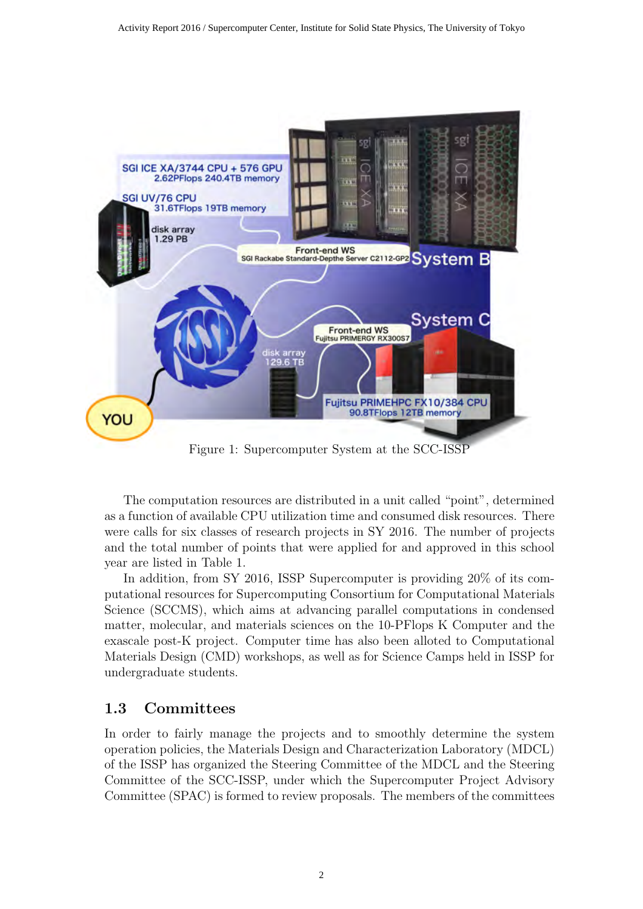Figure 1: Supercomputer System at the SCC-ISSP

The computation resources are distributed in a unit called "point", determined as a function of available CPU utilization time and consumed disk resources. There were calls for six classes of research projects in SY 2016. The number of projects and the total number of points that were applied for and approved in this school year are listed in Table 1.

In addition, from SY 2016, ISSP Supercomputer is providing 20% of its computational resources for Supercomputing Consortium for Computational Materials Science (SCCMS), which aims at advancing parallel computations in condensed matter, molecular, and materials sciences on the 10-PFlops K Computer and the exascale post-K project. Computer time has also been alloted to Computational Materials Design (CMD) workshops, as well as for Science Camps held in ISSP for undergraduate students.

## 1.3 Committees

In order to fairly manage the projects and to smoothly determine the system operation policies, the Materials Design and Characterization Laboratory (MDCL) of the ISSP has organized the Steering Committee of the MDCL and the Steering Committee of the SCC-ISSP, under which the Supercomputer Project Advisory Committee (SPAC) is formed to review proposals. The members of the committees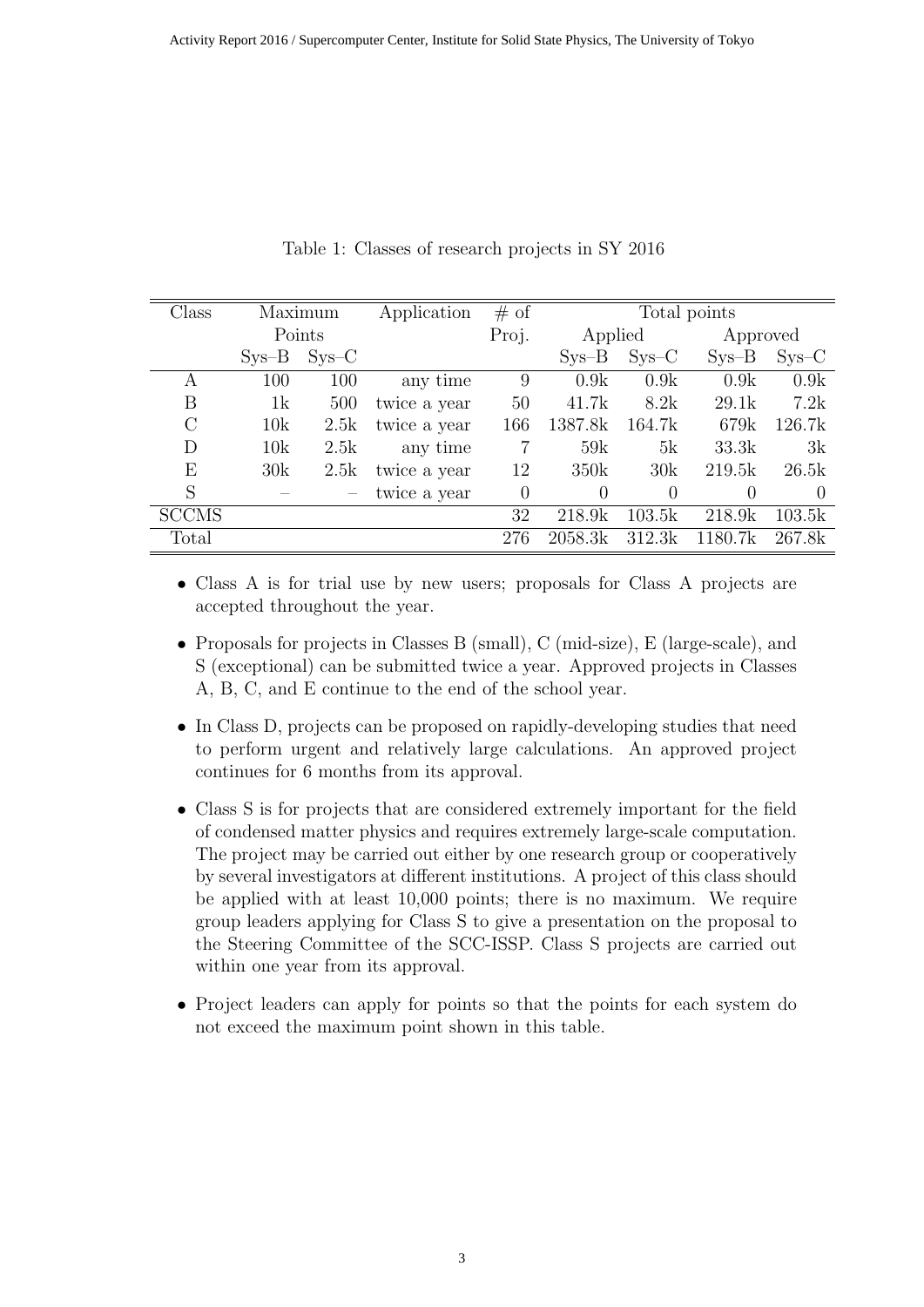Table 1: Classes of research projects in SY 2016

| Class | Maximum Points | | Application | # of Proj. | Total points | | | |
|---|---|---|---|---|---|---|---|---|
| | | | | | Applied | | Approved | |
| | Sys–B | Sys–C | | | Sys–B | Sys–C | Sys–B | Sys–C |
| A | 100 | 100 | any time | 9 | 0.9k | 0.9k | 0.9k | 0.9k |
| B | 1k | 500 | twice a year | 50 | 41.7k | 8.2k | 29.1k | 7.2k |
| C | 10k | 2.5k | twice a year | 166 | 1387.8k | 164.7k | 679k | 126.7k |
| D | 10k | 2.5k | any time | 7 | 59k | 5k | 33.3k | 3k |
| E | 30k | 2.5k | twice a year | 12 | 350k | 30k | 219.5k | 26.5k |
| S | – | – | twice a year | 0 | 0 | 0 | 0 | 0 |
| SCCMS | | | | 32 | 218.9k | 103.5k | 218.9k | 103.5k |
| Total | | | | 276 | 2058.3k | 312.3k | 1180.7k | 267.8k |

- Class A is for trial use by new users; proposals for Class A projects are accepted throughout the year.
- Proposals for projects in Classes B (small), C (mid-size), E (large-scale), and S (exceptional) can be submitted twice a year. Approved projects in Classes A, B, C, and E continue to the end of the school year.
- In Class D, projects can be proposed on rapidly-developing studies that need to perform urgent and relatively large calculations. An approved project continues for 6 months from its approval.
- Class S is for projects that are considered extremely important for the field of condensed matter physics and requires extremely large-scale computation. The project may be carried out either by one research group or cooperatively by several investigators at different institutions. A project of this class should be applied with at least 10,000 points; there is no maximum. We require group leaders applying for Class S to give a presentation on the proposal to the Steering Committee of the SCC-ISSP. Class S projects are carried out within one year from its approval.
- Project leaders can apply for points so that the points for each system do not exceed the maximum point shown in this table.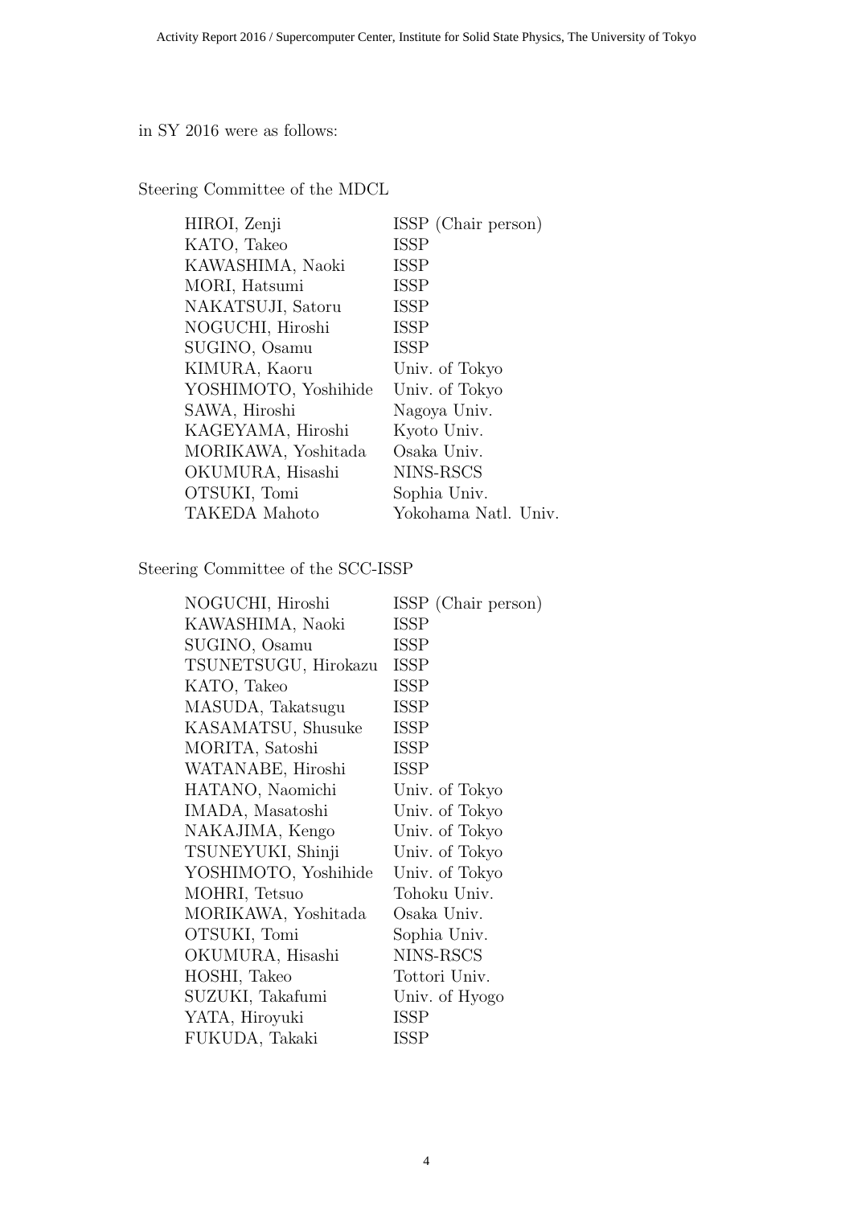in SY 2016 were as follows:

Steering Committee of the MDCL

| | |
|---|---|
| HIROI, Zenji | ISSP (Chair person) |
| KATO, Takeo | ISSP |
| KAWASHIMA, Naoki | ISSP |
| MORI, Hatsumi | ISSP |
| NAKATSUJI, Satoru | ISSP |
| NOGUCHI, Hiroshi | ISSP |
| SUGINO, Osamu | ISSP |
| KIMURA, Kaoru | Univ. of Tokyo |
| YOSHIMOTO, Yoshihide | Univ. of Tokyo |
| SAWA, Hiroshi | Nagoya Univ. |
| KAGEYAMA, Hiroshi | Kyoto Univ. |
| MORIKAWA, Yoshitada | Osaka Univ. |
| OKUMURA, Hisashi | NINS-RSCS |
| OTSUKI, Tomi | Sophia Univ. |
| TAKEDA Mahoto | Yokohama Natl. Univ. |

Steering Committee of the SCC-ISSP

| | |
|---|---|
| NOGUCHI, Hiroshi | ISSP (Chair person) |
| KAWASHIMA, Naoki | ISSP |
| SUGINO, Osamu | ISSP |
| TSUNETSUGU, Hirokazu | ISSP |
| KATO, Takeo | ISSP |
| MASUDA, Takatsugu | ISSP |
| KASAMATSU, Shusuke | ISSP |
| MORITA, Satoshi | ISSP |
| WATANABE, Hiroshi | ISSP |
| HATANO, Naomichi | Univ. of Tokyo |
| IMADA, Masatoshi | Univ. of Tokyo |
| NAKAJIMA, Kengo | Univ. of Tokyo |
| TSUNEYUKI, Shinji | Univ. of Tokyo |
| YOSHIMOTO, Yoshihide | Univ. of Tokyo |
| MOHRI, Tetsuo | Tohoku Univ. |
| MORIKAWA, Yoshitada | Osaka Univ. |
| OTSUKI, Tomi | Sophia Univ. |
| OKUMURA, Hisashi | NINS-RSCS |
| HOSHI, Takeo | Tottori Univ. |
| SUZUKI, Takafumi | Univ. of Hyogo |
| YATA, Hiroyuki | ISSP |
| FUKUDA, Takaki | ISSP |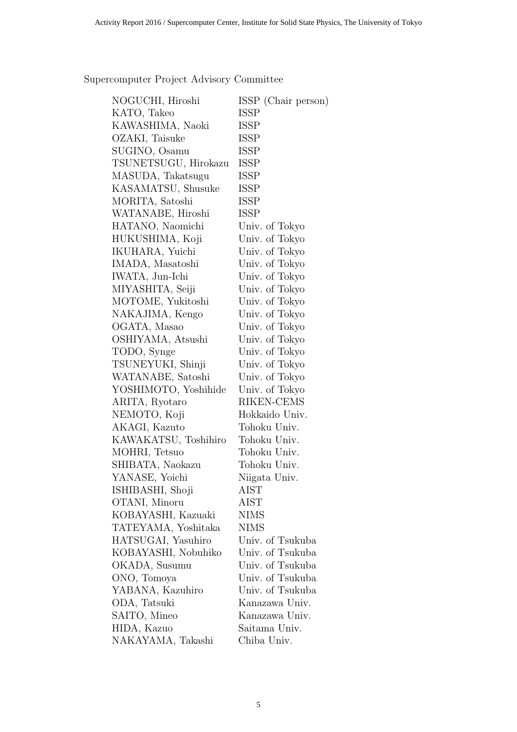## Supercomputer Project Advisory Committee

| | |
|---|---|
| NOGUCHI, Hiroshi | ISSP (Chair person) |
| KATO, Takeo | ISSP |
| KAWASHIMA, Naoki | ISSP |
| OZAKI, Taisuke | ISSP |
| SUGINO, Osamu | ISSP |
| TSUNETSUGU, Hirokazu | ISSP |
| MASUDA, Takatsugu | ISSP |
| KASAMATSU, Shusuke | ISSP |
| MORITA, Satoshi | ISSP |
| WATANABE, Hiroshi | ISSP |
| HATANO, Naomichi | Univ. of Tokyo |
| HUKUSHIMA, Koji | Univ. of Tokyo |
| IKUHARA, Yuichi | Univ. of Tokyo |
| IMADA, Masatoshi | Univ. of Tokyo |
| IWATA, Jun-Ichi | Univ. of Tokyo |
| MIYASHITA, Seiji | Univ. of Tokyo |
| MOTOME, Yukitoshi | Univ. of Tokyo |
| NAKAJIMA, Kengo | Univ. of Tokyo |
| OGATA, Masao | Univ. of Tokyo |
| OSHIYAMA, Atsushi | Univ. of Tokyo |
| TODO, Synge | Univ. of Tokyo |
| TSUNEYUKI, Shinji | Univ. of Tokyo |
| WATANABE, Satoshi | Univ. of Tokyo |
| YOSHIMOTO, Yoshihide | Univ. of Tokyo |
| ARITA, Ryotaro | RIKEN-CEMS |
| NEMOTO, Koji | Hokkaido Univ. |
| AKAGI, Kazuto | Tohoku Univ. |
| KAWAKATSU, Toshihiro | Tohoku Univ. |
| MOHRI, Tetsuo | Tohoku Univ. |
| SHIBATA, Naokazu | Tohoku Univ. |
| YANASE, Yoichi | Niigata Univ. |
| ISHIBASHI, Shoji | AIST |
| OTANI, Minoru | AIST |
| KOBAYASHI, Kazuaki | NIMS |
| TATEYAMA, Yoshitaka | NIMS |
| HATSUGAI, Yasuhiro | Univ. of Tsukuba |
| KOBAYASHI, Nobuhiko | Univ. of Tsukuba |
| OKADA, Susumu | Univ. of Tsukuba |
| ONO, Tomoya | Univ. of Tsukuba |
| YABANA, Kazuhiro | Univ. of Tsukuba |
| ODA, Tatsuki | Kanazawa Univ. |
| SAITO, Mineo | Kanazawa Univ. |
| HIDA, Kazuo | Saitama Univ. |
| NAKAYAMA, Takashi | Chiba Univ. |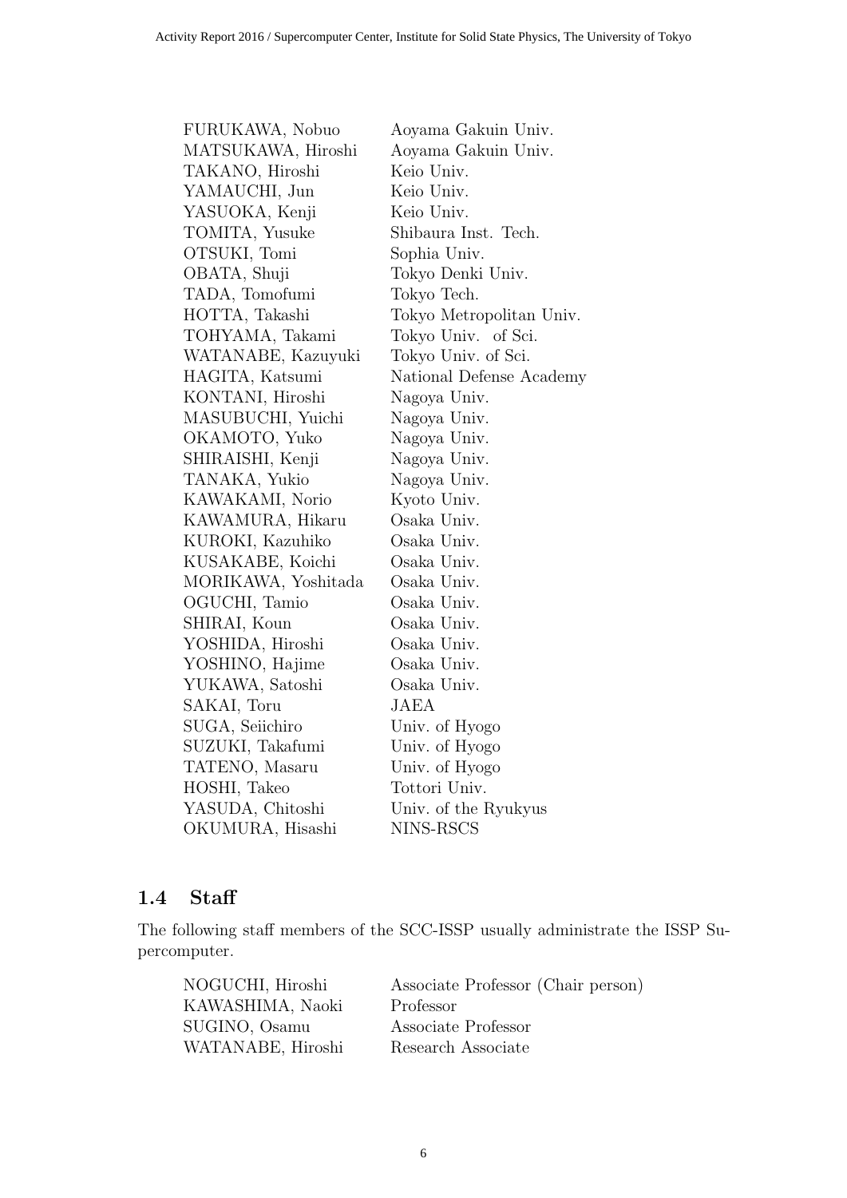| | |
|---|---|
| FURUKAWA, Nobuo | Aoyama Gakuin Univ. |
| MATSUKAWA, Hiroshi | Aoyama Gakuin Univ. |
| TAKANO, Hiroshi | Keio Univ. |
| YAMAUCHI, Jun | Keio Univ. |
| YASUOKA, Kenji | Keio Univ. |
| TOMITA, Yusuke | Shibaura Inst. Tech. |
| OTSUKI, Tomi | Sophia Univ. |
| OBATA, Shuji | Tokyo Denki Univ. |
| TADA, Tomofumi | Tokyo Tech. |
| HOTTA, Takashi | Tokyo Metropolitan Univ. |
| TOHYAMA, Takami | Tokyo Univ. of Sci. |
| WATANABE, Kazuyuki | Tokyo Univ. of Sci. |
| HAGITA, Katsumi | National Defense Academy |
| KONTANI, Hiroshi | Nagoya Univ. |
| MASUBUCHI, Yuichi | Nagoya Univ. |
| OKAMOTO, Yuko | Nagoya Univ. |
| SHIRAISHI, Kenji | Nagoya Univ. |
| TANAKA, Yukio | Nagoya Univ. |
| KAWAKAMI, Norio | Kyoto Univ. |
| KAWAMURA, Hikaru | Osaka Univ. |
| KUROKI, Kazuhiko | Osaka Univ. |
| KUSAKABE, Koichi | Osaka Univ. |
| MORIKAWA, Yoshitada | Osaka Univ. |
| OGUCHI, Tamio | Osaka Univ. |
| SHIRAI, Koun | Osaka Univ. |
| YOSHIDA, Hiroshi | Osaka Univ. |
| YOSHINO, Hajime | Osaka Univ. |
| YUKAWA, Satoshi | Osaka Univ. |
| SAKAI, Toru | JAEA |
| SUGA, Seiichiro | Univ. of Hyogo |
| SUZUKI, Takafumi | Univ. of Hyogo |
| TATENO, Masaru | Univ. of Hyogo |
| HOSHI, Takeo | Tottori Univ. |
| YASUDA, Chitoshi | Univ. of the Ryukyus |
| OKUMURA, Hisashi | NINS-RSCS |

## 1.4 Staff

The following staff members of the SCC-ISSP usually administrate the ISSP Supercomputer.

| | |
|---|---|
| NOGUCHI, Hiroshi | Associate Professor (Chair person) |
| KAWASHIMA, Naoki | Professor |
| SUGINO, Osamu | Associate Professor |
| WATANABE, Hiroshi | Research Associate |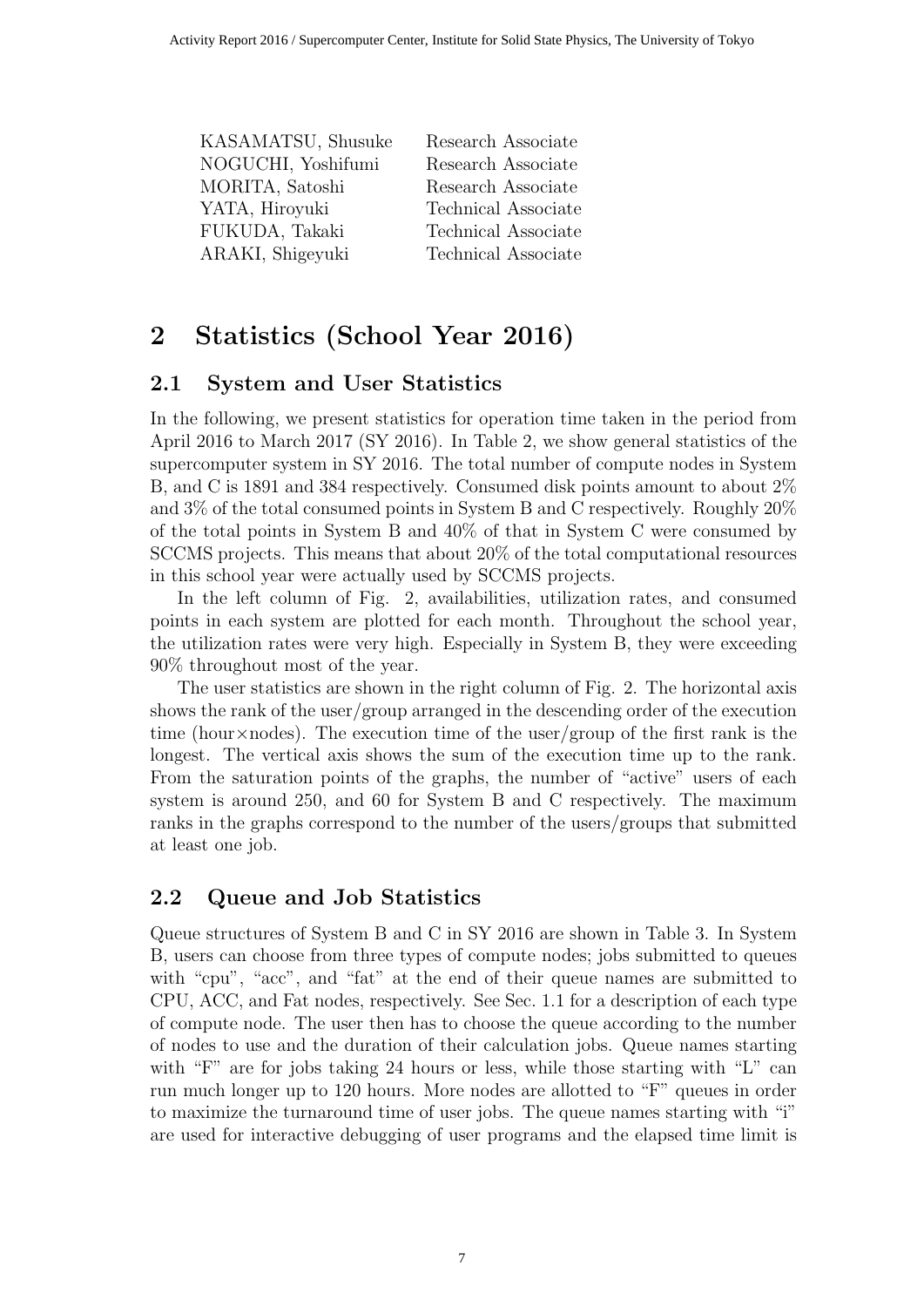| | |
|---|---|
| KASAMATSU, Shusuke | Research Associate |
| NOGUCHI, Yoshifumi | Research Associate |
| MORITA, Satoshi | Research Associate |
| YATA, Hiroyuki | Technical Associate |
| FUKUDA, Takaki | Technical Associate |
| ARAKI, Shigeyuki | Technical Associate |

# 2 Statistics (School Year 2016)

## 2.1 System and User Statistics

In the following, we present statistics for operation time taken in the period from April 2016 to March 2017 (SY 2016). In Table 2, we show general statistics of the supercomputer system in SY 2016. The total number of compute nodes in System B, and C is 1891 and 384 respectively. Consumed disk points amount to about 2% and 3% of the total consumed points in System B and C respectively. Roughly 20% of the total points in System B and 40% of that in System C were consumed by SCCMS projects. This means that about 20% of the total computational resources in this school year were actually used by SCCMS projects.

In the left column of Fig. 2, availabilities, utilization rates, and consumed points in each system are plotted for each month. Throughout the school year, the utilization rates were very high. Especially in System B, they were exceeding 90% throughout most of the year.

The user statistics are shown in the right column of Fig. 2. The horizontal axis shows the rank of the user/group arranged in the descending order of the execution time (hour×nodes). The execution time of the user/group of the first rank is the longest. The vertical axis shows the sum of the execution time up to the rank. From the saturation points of the graphs, the number of "active" users of each system is around 250, and 60 for System B and C respectively. The maximum ranks in the graphs correspond to the number of the users/groups that submitted at least one job.

## 2.2 Queue and Job Statistics

Queue structures of System B and C in SY 2016 are shown in Table 3. In System B, users can choose from three types of compute nodes; jobs submitted to queues with "cpu", "acc", and "fat" at the end of their queue names are submitted to CPU, ACC, and Fat nodes, respectively. See Sec. 1.1 for a description of each type of compute node. The user then has to choose the queue according to the number of nodes to use and the duration of their calculation jobs. Queue names starting with "F" are for jobs taking 24 hours or less, while those starting with "L" can run much longer up to 120 hours. More nodes are allotted to "F" queues in order to maximize the turnaround time of user jobs. The queue names starting with "i" are used for interactive debugging of user programs and the elapsed time limit is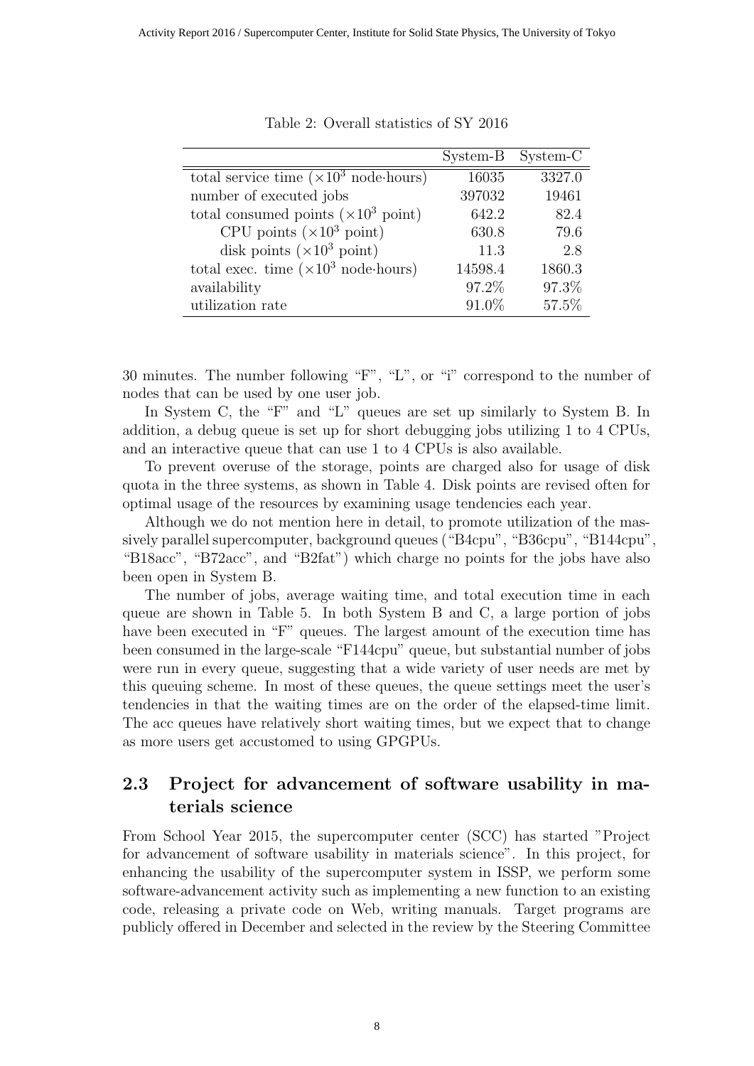Table 2: Overall statistics of SY 2016

| | System-B | System-C |
|---|---|---|
| total service time ($\times 10^3$ node·hours) | 16035 | 3327.0 |
| number of executed jobs | 397032 | 19461 |
| total consumed points ($\times 10^3$ point) | 642.2 | 82.4 |
| CPU points ($\times 10^3$ point) | 630.8 | 79.6 |
| disk points ($\times 10^3$ point) | 11.3 | 2.8 |
| total exec. time ($\times 10^3$ node·hours) | 14598.4 | 1860.3 |
| availability | 97.2% | 97.3% |
| utilization rate | 91.0% | 57.5% |

30 minutes. The number following "F", "L", or "i" correspond to the number of nodes that can be used by one user job.

In System C, the "F" and "L" queues are set up similarly to System B. In addition, a debug queue is set up for short debugging jobs utilizing 1 to 4 CPUs, and an interactive queue that can use 1 to 4 CPUs is also available.

To prevent overuse of the storage, points are charged also for usage of disk quota in the three systems, as shown in Table 4. Disk points are revised often for optimal usage of the resources by examining usage tendencies each year.

Although we do not mention here in detail, to promote utilization of the massively parallel supercomputer, background queues ("B4cpu", "B36cpu", "B144cpu", "B18acc", "B72acc", and "B2fat") which charge no points for the jobs have also been open in System B.

The number of jobs, average waiting time, and total execution time in each queue are shown in Table 5. In both System B and C, a large portion of jobs have been executed in "F" queues. The largest amount of the execution time has been consumed in the large-scale "F144cpu" queue, but substantial number of jobs were run in every queue, suggesting that a wide variety of user needs are met by this queuing scheme. In most of these queues, the queue settings meet the user's tendencies in that the waiting times are on the order of the elapsed-time limit. The acc queues have relatively short waiting times, but we expect that to change as more users get accustomed to using GPGPUs.

## 2.3 Project for advancement of software usability in materials science

From School Year 2015, the supercomputer center (SCC) has started "Project for advancement of software usability in materials science". In this project, for enhancing the usability of the supercomputer system in ISSP, we perform some software-advancement activity such as implementing a new function to an existing code, releasing a private code on Web, writing manuals. Target programs are publicly offered in December and selected in the review by the Steering Committee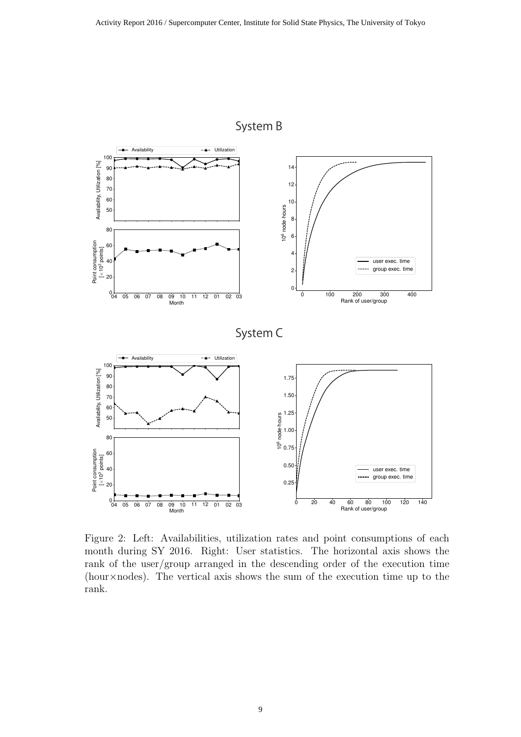System B

System C

Figure 2: Left: Availabilities, utilization rates and point consumptions of each month during SY 2016. Right: User statistics. The horizontal axis shows the rank of the user/group arranged in the descending order of the execution time (hour×nodes). The vertical axis shows the sum of the execution time up to the rank.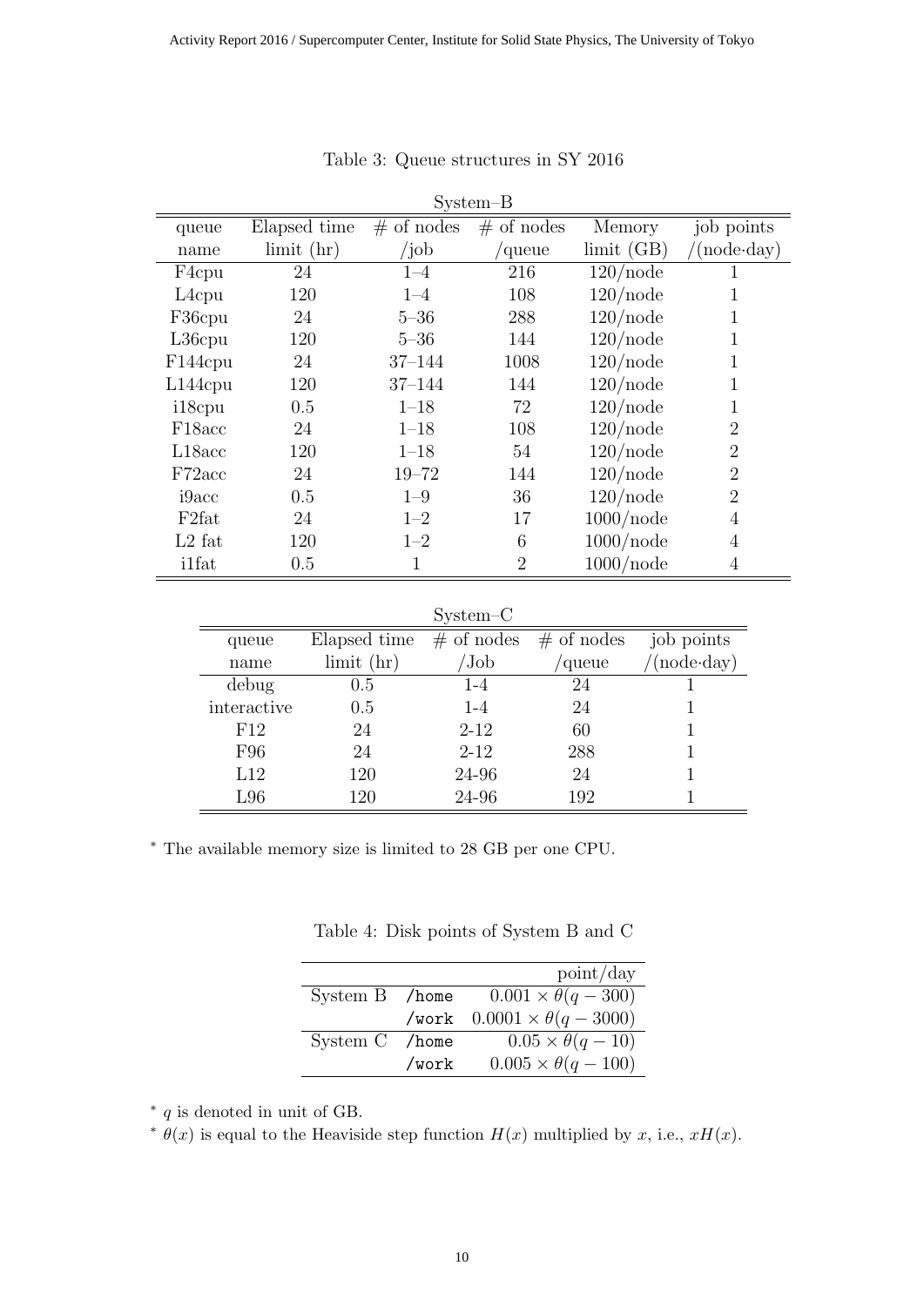Table 3: Queue structures in SY 2016

System–B

| queue name | Elapsed time limit (hr) | # of nodes /job | # of nodes /queue | Memory limit (GB) | job points /(node·day) |
|---|---|---|---|---|---|
| F4cpu | 24 | 1–4 | 216 | 120/node | 1 |
| L4cpu | 120 | 1–4 | 108 | 120/node | 1 |
| F36cpu | 24 | 5–36 | 288 | 120/node | 1 |
| L36cpu | 120 | 5–36 | 144 | 120/node | 1 |
| F144cpu | 24 | 37–144 | 1008 | 120/node | 1 |
| L144cpu | 120 | 37–144 | 144 | 120/node | 1 |
| i18cpu | 0.5 | 1–18 | 72 | 120/node | 1 |
| F18acc | 24 | 1–18 | 108 | 120/node | 2 |
| L18acc | 120 | 1–18 | 54 | 120/node | 2 |
| F72acc | 24 | 19–72 | 144 | 120/node | 2 |
| i9acc | 0.5 | 1–9 | 36 | 120/node | 2 |
| F2fat | 24 | 1–2 | 17 | 1000/node | 4 |
| L2 fat | 120 | 1–2 | 6 | 1000/node | 4 |
| i1fat | 0.5 | 1 | 2 | 1000/node | 4 |

System–C

| queue name | Elapsed time limit (hr) | # of nodes /Job | # of nodes /queue | job points /(node·day) |
|---|---|---|---|---|
| debug | 0.5 | 1-4 | 24 | 1 |
| interactive | 0.5 | 1-4 | 24 | 1 |
| F12 | 24 | 2-12 | 60 | 1 |
| F96 | 24 | 2-12 | 288 | 1 |
| L12 | 120 | 24-96 | 24 | 1 |
| L96 | 120 | 24-96 | 192 | 1 |

* The available memory size is limited to 28 GB per one CPU.

Table 4: Disk points of System B and C

| | | point/day |
|---|---|---|
| System B | `/home` | $0.001 \times \theta(q - 300)$ |
| | `/work` | $0.0001 \times \theta(q - 3000)$ |
| System C | `/home` | $0.05 \times \theta(q - 10)$ |
| | `/work` | $0.005 \times \theta(q - 100)$ |

* $q$ is denoted in unit of GB.

* $\theta(x)$ is equal to the Heaviside step function $H(x)$ multiplied by $x$, i.e., $xH(x)$.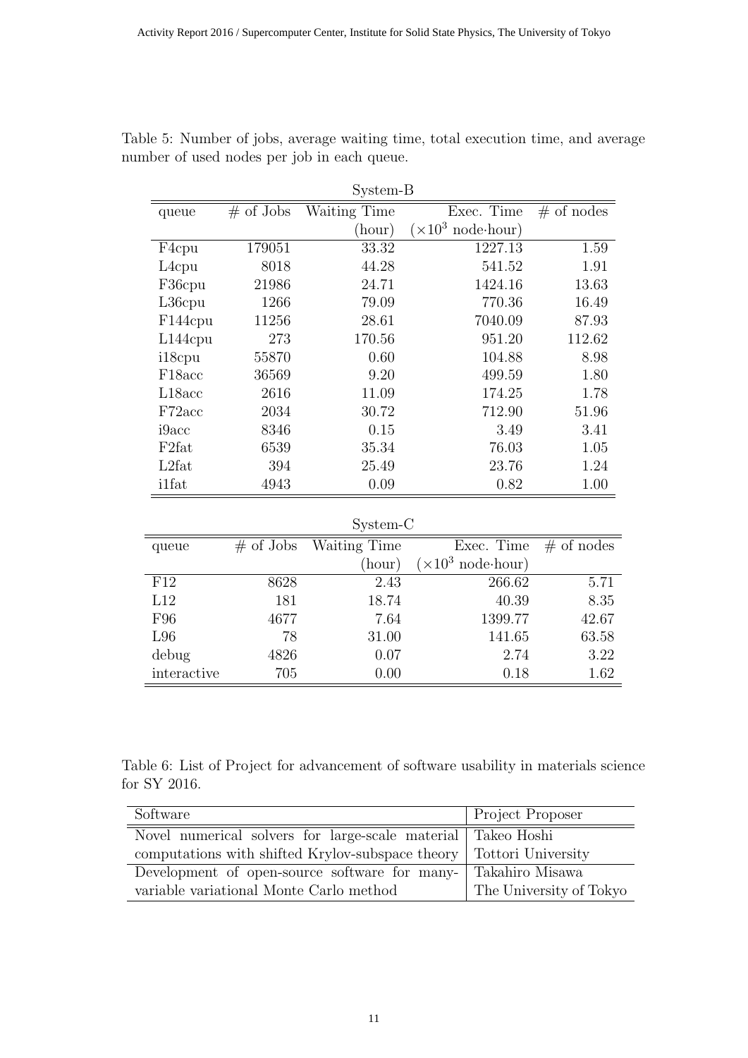Table 5: Number of jobs, average waiting time, total execution time, and average number of used nodes per job in each queue.

System-B

| queue | # of Jobs | Waiting Time (hour) | Exec. Time ($\times 10^3$ node·hour) | # of nodes |
|---|---|---|---|---|
| F4cpu | 179051 | 33.32 | 1227.13 | 1.59 |
| L4cpu | 8018 | 44.28 | 541.52 | 1.91 |
| F36cpu | 21986 | 24.71 | 1424.16 | 13.63 |
| L36cpu | 1266 | 79.09 | 770.36 | 16.49 |
| F144cpu | 11256 | 28.61 | 7040.09 | 87.93 |
| L144cpu | 273 | 170.56 | 951.20 | 112.62 |
| i18cpu | 55870 | 0.60 | 104.88 | 8.98 |
| F18acc | 36569 | 9.20 | 499.59 | 1.80 |
| L18acc | 2616 | 11.09 | 174.25 | 1.78 |
| F72acc | 2034 | 30.72 | 712.90 | 51.96 |
| i9acc | 8346 | 0.15 | 3.49 | 3.41 |
| F2fat | 6539 | 35.34 | 76.03 | 1.05 |
| L2fat | 394 | 25.49 | 23.76 | 1.24 |
| i1fat | 4943 | 0.09 | 0.82 | 1.00 |

System-C

| queue | # of Jobs | Waiting Time (hour) | Exec. Time ($\times 10^3$ node·hour) | # of nodes |
|---|---|---|---|---|
| F12 | 8628 | 2.43 | 266.62 | 5.71 |
| L12 | 181 | 18.74 | 40.39 | 8.35 |
| F96 | 4677 | 7.64 | 1399.77 | 42.67 |
| L96 | 78 | 31.00 | 141.65 | 63.58 |
| debug | 4826 | 0.07 | 2.74 | 3.22 |
| interactive | 705 | 0.00 | 0.18 | 1.62 |

Table 6: List of Project for advancement of software usability in materials science for SY 2016.

| Software | Project Proposer |
|---|---|
| Novel numerical solvers for large-scale material computations with shifted Krylov-subspace theory | Takeo Hoshi<br>Tottori University |
| Development of open-source software for many-variable variational Monte Carlo method | Takahiro Misawa<br>The University of Tokyo |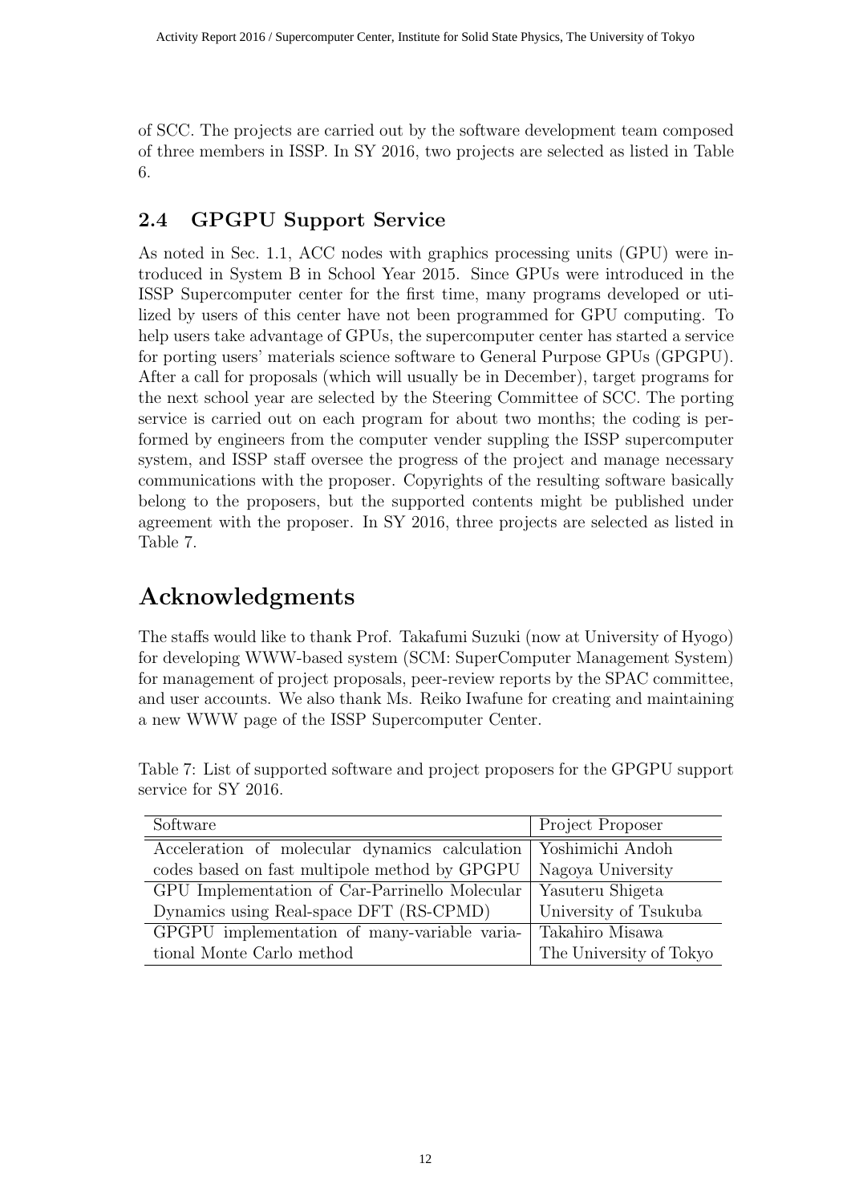of SCC. The projects are carried out by the software development team composed of three members in ISSP. In SY 2016, two projects are selected as listed in Table 6.

### 2.4 GPGPU Support Service

As noted in Sec. 1.1, ACC nodes with graphics processing units (GPU) were introduced in System B in School Year 2015. Since GPUs were introduced in the ISSP Supercomputer center for the first time, many programs developed or utilized by users of this center have not been programmed for GPU computing. To help users take advantage of GPUs, the supercomputer center has started a service for porting users' materials science software to General Purpose GPUs (GPGPU). After a call for proposals (which will usually be in December), target programs for the next school year are selected by the Steering Committee of SCC. The porting service is carried out on each program for about two months; the coding is performed by engineers from the computer vender suppling the ISSP supercomputer system, and ISSP staff oversee the progress of the project and manage necessary communications with the proposer. Copyrights of the resulting software basically belong to the proposers, but the supported contents might be published under agreement with the proposer. In SY 2016, three projects are selected as listed in Table 7.

## Acknowledgments

The staffs would like to thank Prof. Takafumi Suzuki (now at University of Hyogo) for developing WWW-based system (SCM: SuperComputer Management System) for management of project proposals, peer-review reports by the SPAC committee, and user accounts. We also thank Ms. Reiko Iwafune for creating and maintaining a new WWW page of the ISSP Supercomputer Center.

Table 7: List of supported software and project proposers for the GPGPU support service for SY 2016.

| Software | Project Proposer |
|---|---|
| Acceleration of molecular dynamics calculation codes based on fast multipole method by GPGPU | Yoshimichi Andoh Nagoya University |
| GPU Implementation of Car-Parrinello Molecular Dynamics using Real-space DFT (RS-CPMD) | Yasuteru Shigeta University of Tsukuba |
| GPGPU implementation of many-variable variational Monte Carlo method | Takahiro Misawa The University of Tokyo |